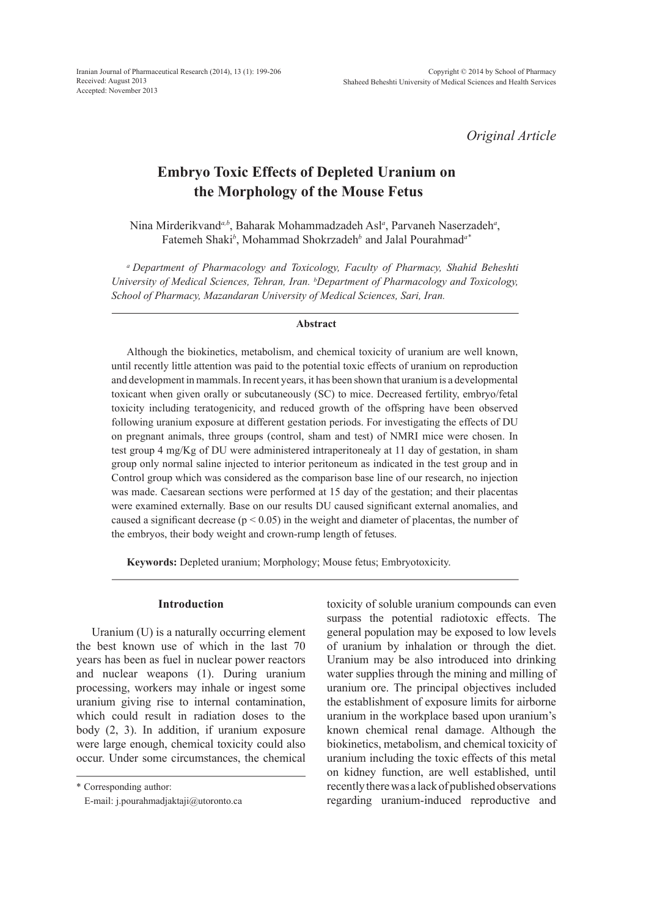*Original Article*

# Embryo Toxic Effects of Depleted Uranium on the Morphology of the Mouse Fetus

Nina Mirderikvand[a,b], Baharak Mohammadzadeh Asl[a], Parvaneh Naserzadeh[a], Fatemeh Shaki[b], Mohammad Shokrzadeh[b] and Jalal Pourahmad[a*]

*[a] Department of Pharmacology and Toxicology, Faculty of Pharmacy, Shahid Beheshti University of Medical Sciences, Tehran, Iran. [b] Department of Pharmacology and Toxicology, School of Pharmacy, Mazandaran University of Medical Sciences, Sari, Iran.*

### Abstract

Although the biokinetics, metabolism, and chemical toxicity of uranium are well known, until recently little attention was paid to the potential toxic effects of uranium on reproduction and development in mammals. In recent years, it has been shown that uranium is a developmental toxicant when given orally or subcutaneously (SC) to mice. Decreased fertility, embryo/fetal toxicity including teratogenicity, and reduced growth of the offspring have been observed following uranium exposure at different gestation periods. For investigating the effects of DU on pregnant animals, three groups (control, sham and test) of NMRI mice were chosen. In test group 4 mg/Kg of DU were administered intraperitonealy at 11 day of gestation, in sham group only normal saline injected to interior peritoneum as indicated in the test group and in Control group which was considered as the comparison base line of our research, no injection was made. Caesarean sections were performed at 15 day of the gestation; and their placentas were examined externally. Base on our results DU caused significant external anomalies, and caused a significant decrease ($p < 0.05$) in the weight and diameter of placentas, the number of the embryos, their body weight and crown-rump length of fetuses.

**Keywords:** Depleted uranium; Morphology; Mouse fetus; Embryotoxicity.

## Introduction

Uranium (U) is a naturally occurring element the best known use of which in the last 70 years has been as fuel in nuclear power reactors and nuclear weapons (1). During uranium processing, workers may inhale or ingest some uranium giving rise to internal contamination, which could result in radiation doses to the body (2, 3). In addition, if uranium exposure were large enough, chemical toxicity could also occur. Under some circumstances, the chemical toxicity of soluble uranium compounds can even surpass the potential radiotoxic effects. The general population may be exposed to low levels of uranium by inhalation or through the diet. Uranium may be also introduced into drinking water supplies through the mining and milling of uranium ore. The principal objectives included the establishment of exposure limits for airborne uranium in the workplace based upon uranium's known chemical renal damage. Although the biokinetics, metabolism, and chemical toxicity of uranium including the toxic effects of this metal on kidney function, are well established, until recently there was a lack of published observations regarding uranium-induced reproductive and

\* Corresponding author:
E-mail: j.pourahmadjaktaji@utoronto.ca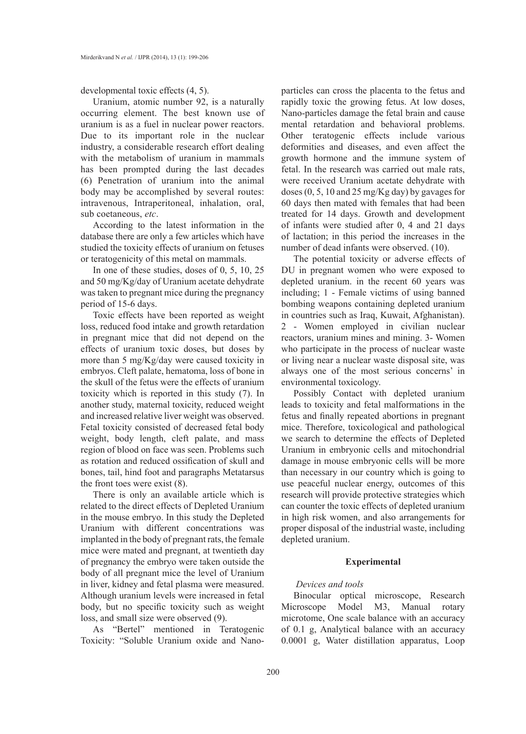developmental toxic effects (4, 5).

Uranium, atomic number 92, is a naturally occurring element. The best known use of uranium is as a fuel in nuclear power reactors. Due to its important role in the nuclear industry, a considerable research effort dealing with the metabolism of uranium in mammals has been prompted during the last decades (6) Penetration of uranium into the animal body may be accomplished by several routes: intravenous, Intraperitoneal, inhalation, oral, sub coetaneous, *etc*.

According to the latest information in the database there are only a few articles which have studied the toxicity effects of uranium on fetuses or teratogenicity of this metal on mammals.

In one of these studies, doses of 0, 5, 10, 25 and 50 mg/Kg/day of Uranium acetate dehydrate was taken to pregnant mice during the pregnancy period of 15-6 days.

Toxic effects have been reported as weight loss, reduced food intake and growth retardation in pregnant mice that did not depend on the effects of uranium toxic doses, but doses by more than 5 mg/Kg/day were caused toxicity in embryos. Cleft palate, hematoma, loss of bone in the skull of the fetus were the effects of uranium toxicity which is reported in this study (7). In another study, maternal toxicity, reduced weight and increased relative liver weight was observed. Fetal toxicity consisted of decreased fetal body weight, body length, cleft palate, and mass region of blood on face was seen. Problems such as rotation and reduced ossification of skull and bones, tail, hind foot and paragraphs Metatarsus the front toes were exist (8).

There is only an available article which is related to the direct effects of Depleted Uranium in the mouse embryo. In this study the Depleted Uranium with different concentrations was implanted in the body of pregnant rats, the female mice were mated and pregnant, at twentieth day of pregnancy the embryo were taken outside the body of all pregnant mice the level of Uranium in liver, kidney and fetal plasma were measured. Although uranium levels were increased in fetal body, but no specific toxicity such as weight loss, and small size were observed (9).

As "Bertel" mentioned in Teratogenic Toxicity: "Soluble Uranium oxide and Nano-particles can cross the placenta to the fetus and rapidly toxic the growing fetus. At low doses, Nano-particles damage the fetal brain and cause mental retardation and behavioral problems. Other teratogenic effects include various deformities and diseases, and even affect the growth hormone and the immune system of fetal. In the research was carried out male rats, were received Uranium acetate dehydrate with doses (0, 5, 10 and 25 mg/Kg day) by gavages for 60 days then mated with females that had been treated for 14 days. Growth and development of infants were studied after 0, 4 and 21 days of lactation; in this period the increases in the number of dead infants were observed. (10).

The potential toxicity or adverse effects of DU in pregnant women who were exposed to depleted uranium. in the recent 60 years was including; 1 - Female victims of using banned bombing weapons containing depleted uranium in countries such as Iraq, Kuwait, Afghanistan). 2 - Women employed in civilian nuclear reactors, uranium mines and mining. 3- Women who participate in the process of nuclear waste or living near a nuclear waste disposal site, was always one of the most serious concerns' in environmental toxicology.

Possibly Contact with depleted uranium leads to toxicity and fetal malformations in the fetus and finally repeated abortions in pregnant mice. Therefore, toxicological and pathological we search to determine the effects of Depleted Uranium in embryonic cells and mitochondrial damage in mouse embryonic cells will be more than necessary in our country which is going to use peaceful nuclear energy, outcomes of this research will provide protective strategies which can counter the toxic effects of depleted uranium in high risk women, and also arrangements for proper disposal of the industrial waste, including depleted uranium.

## Experimental

*Devices and tools*

Binocular optical microscope, Research Microscope Model M3, Manual rotary microtome, One scale balance with an accuracy of 0.1 g, Analytical balance with an accuracy 0.0001 g, Water distillation apparatus, Loop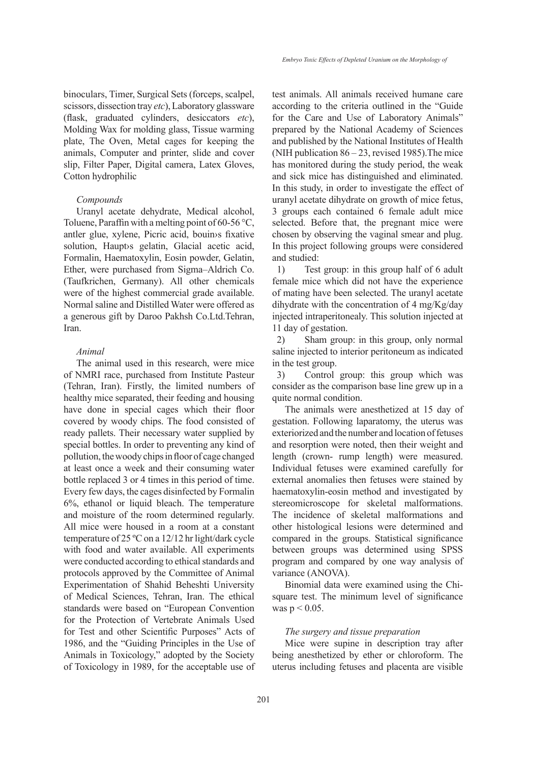binoculars, Timer, Surgical Sets (forceps, scalpel, scissors, dissection tray *etc*), Laboratory glassware (flask, graduated cylinders, desiccators *etc*), Molding Wax for molding glass, Tissue warming plate, The Oven, Metal cages for keeping the animals, Computer and printer, slide and cover slip, Filter Paper, Digital camera, Latex Gloves, Cotton hydrophilic

*Compounds*

Uranyl acetate dehydrate, Medical alcohol, Toluene, Paraffin with a melting point of 60-56 °C, antler glue, xylene, Picric acid, bouin›s fixative solution, Haupt›s gelatin, Glacial acetic acid, Formalin, Haematoxylin, Eosin powder, Gelatin, Ether, were purchased from Sigma–Aldrich Co. (Taufkrichen, Germany). All other chemicals were of the highest commercial grade available. Normal saline and Distilled Water were offered as a generous gift by Daroo Pakhsh Co.Ltd.Tehran, Iran.

*Animal*

The animal used in this research, were mice of NMRI race, purchased from Institute Pasteur (Tehran, Iran). Firstly, the limited numbers of healthy mice separated, their feeding and housing have done in special cages which their floor covered by woody chips. The food consisted of ready pallets. Their necessary water supplied by special bottles. In order to preventing any kind of pollution, the woody chips in floor of cage changed at least once a week and their consuming water bottle replaced 3 or 4 times in this period of time. Every few days, the cages disinfected by Formalin 6%, ethanol or liquid bleach. The temperature and moisture of the room determined regularly. All mice were housed in a room at a constant temperature of 25 ºC on a 12/12 hr light/dark cycle with food and water available. All experiments were conducted according to ethical standards and protocols approved by the Committee of Animal Experimentation of Shahid Beheshti University of Medical Sciences, Tehran, Iran. The ethical standards were based on "European Convention for the Protection of Vertebrate Animals Used for Test and other Scientific Purposes" Acts of 1986, and the "Guiding Principles in the Use of Animals in Toxicology," adopted by the Society of Toxicology in 1989, for the acceptable use of test animals. All animals received humane care according to the criteria outlined in the "Guide for the Care and Use of Laboratory Animals" prepared by the National Academy of Sciences and published by the National Institutes of Health (NIH publication 86 – 23, revised 1985).The mice has monitored during the study period, the weak and sick mice has distinguished and eliminated. In this study, in order to investigate the effect of uranyl acetate dihydrate on growth of mice fetus, 3 groups each contained 6 female adult mice selected. Before that, the pregnant mice were chosen by observing the vaginal smear and plug. In this project following groups were considered and studied:

1) Test group: in this group half of 6 adult female mice which did not have the experience of mating have been selected. The uranyl acetate dihydrate with the concentration of 4 mg/Kg/day injected intraperitonealy. This solution injected at 11 day of gestation.

2) Sham group: in this group, only normal saline injected to interior peritoneum as indicated in the test group.

3) Control group: this group which was consider as the comparison base line grew up in a quite normal condition.

The animals were anesthetized at 15 day of gestation. Following laparatomy, the uterus was exteriorized and the number and location of fetuses and resorption were noted, then their weight and length (crown- rump length) were measured. Individual fetuses were examined carefully for external anomalies then fetuses were stained by haematoxylin-eosin method and investigated by stereomicroscope for skeletal malformations. The incidence of skeletal malformations and other histological lesions were determined and compared in the groups. Statistical significance between groups was determined using SPSS program and compared by one way analysis of variance (ANOVA).

Binomial data were examined using the Chi-square test. The minimum level of significance was $p < 0.05$.

*The surgery and tissue preparation*

Mice were supine in description tray after being anesthetized by ether or chloroform. The uterus including fetuses and placenta are visible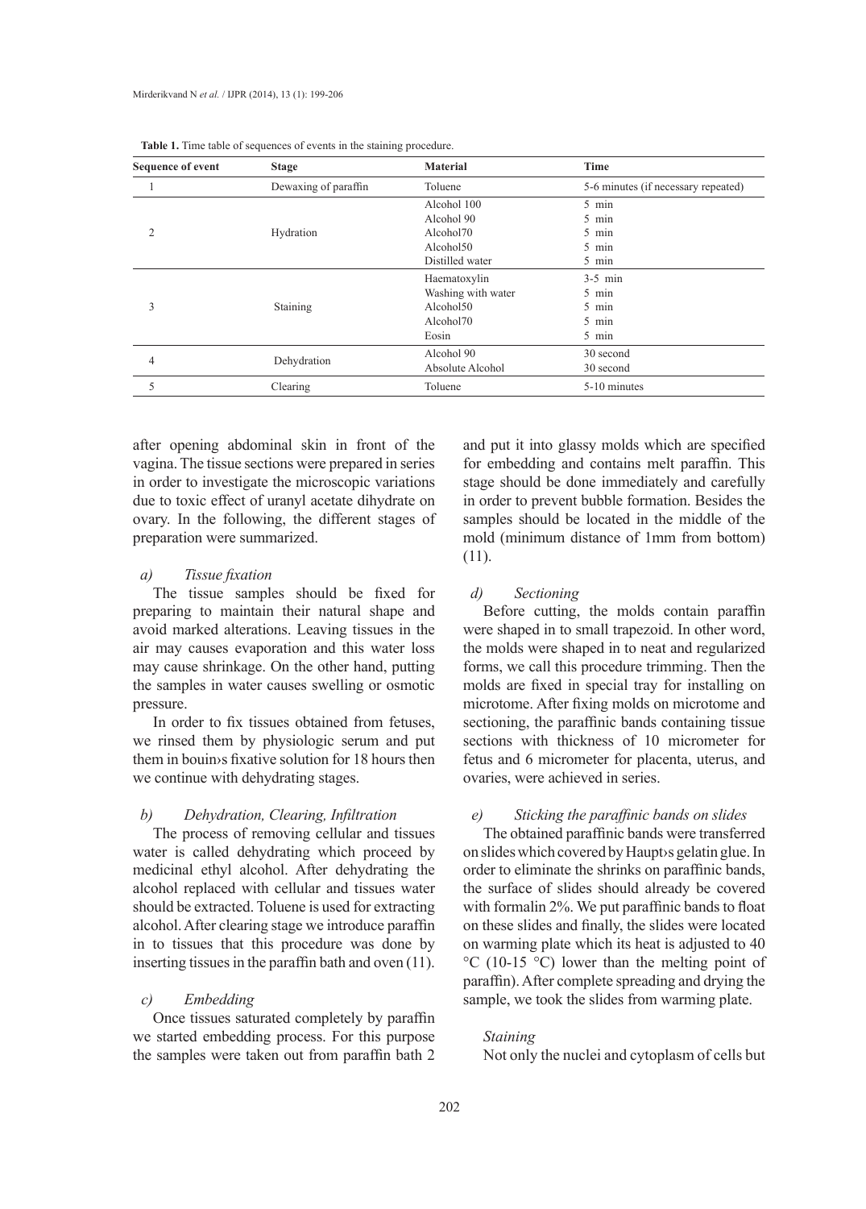**Table 1.** Time table of sequences of events in the staining procedure.

| Sequence of event | Stage | Material | Time |
|---|---|---|---|
| 1 | Dewaxing of paraffin | Toluene | 5-6 minutes (if necessary repeated) |
| 2 | Hydration | Alcohol 100 | 5 min |
| | | Alcohol 90 | 5 min |
| | | Alcohol70 | 5 min |
| | | Alcohol50 | 5 min |
| | | Distilled water | 5 min |
| 3 | Staining | Haematoxylin | 3-5 min |
| | | Washing with water | 5 min |
| | | Alcohol50 | 5 min |
| | | Alcohol70 | 5 min |
| | | Eosin | 5 min |
| 4 | Dehydration | Alcohol 90 | 30 second |
| | | Absolute Alcohol | 30 second |
| 5 | Clearing | Toluene | 5-10 minutes |

after opening abdominal skin in front of the vagina. The tissue sections were prepared in series in order to investigate the microscopic variations due to toxic effect of uranyl acetate dihydrate on ovary. In the following, the different stages of preparation were summarized.

*a) Tissue fixation*

The tissue samples should be fixed for preparing to maintain their natural shape and avoid marked alterations. Leaving tissues in the air may causes evaporation and this water loss may cause shrinkage. On the other hand, putting the samples in water causes swelling or osmotic pressure.

In order to fix tissues obtained from fetuses, we rinsed them by physiologic serum and put them in bouin›s fixative solution for 18 hours then we continue with dehydrating stages.

*b) Dehydration, Clearing, Infiltration*

The process of removing cellular and tissues water is called dehydrating which proceed by medicinal ethyl alcohol. After dehydrating the alcohol replaced with cellular and tissues water should be extracted. Toluene is used for extracting alcohol. After clearing stage we introduce paraffin in to tissues that this procedure was done by inserting tissues in the paraffin bath and oven (11).

*c) Embedding*

Once tissues saturated completely by paraffin we started embedding process. For this purpose the samples were taken out from paraffin bath 2 and put it into glassy molds which are specified for embedding and contains melt paraffin. This stage should be done immediately and carefully in order to prevent bubble formation. Besides the samples should be located in the middle of the mold (minimum distance of 1mm from bottom) (11).

*d) Sectioning*

Before cutting, the molds contain paraffin were shaped in to small trapezoid. In other word, the molds were shaped in to neat and regularized forms, we call this procedure trimming. Then the molds are fixed in special tray for installing on microtome. After fixing molds on microtome and sectioning, the paraffinic bands containing tissue sections with thickness of 10 micrometer for fetus and 6 micrometer for placenta, uterus, and ovaries, were achieved in series.

*e) Sticking the paraffinic bands on slides*

The obtained paraffinic bands were transferred on slides which covered by Haupt›s gelatin glue. In order to eliminate the shrinks on paraffinic bands, the surface of slides should already be covered with formalin 2%. We put paraffinic bands to float on these slides and finally, the slides were located on warming plate which its heat is adjusted to 40 °C (10-15 °C) lower than the melting point of paraffin). After complete spreading and drying the sample, we took the slides from warming plate.

*Staining*

Not only the nuclei and cytoplasm of cells but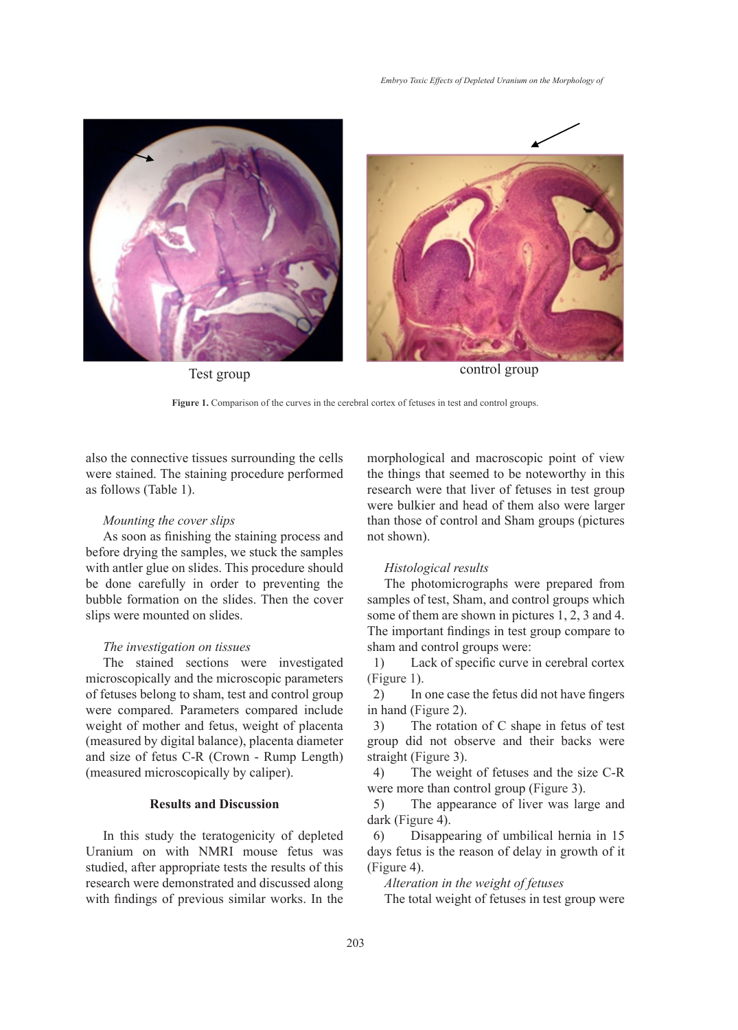Test group

control group

**Figure 1.** Comparison of the curves in the cerebral cortex of fetuses in test and control groups.

also the connective tissues surrounding the cells were stained. The staining procedure performed as follows (Table 1).

*Mounting the cover slips*

As soon as finishing the staining process and before drying the samples, we stuck the samples with antler glue on slides. This procedure should be done carefully in order to preventing the bubble formation on the slides. Then the cover slips were mounted on slides.

*The investigation on tissues*

The stained sections were investigated microscopically and the microscopic parameters of fetuses belong to sham, test and control group were compared. Parameters compared include weight of mother and fetus, weight of placenta (measured by digital balance), placenta diameter and size of fetus C-R (Crown - Rump Length) (measured microscopically by caliper).

## Results and Discussion

In this study the teratogenicity of depleted Uranium on with NMRI mouse fetus was studied, after appropriate tests the results of this research were demonstrated and discussed along with findings of previous similar works. In the morphological and macroscopic point of view the things that seemed to be noteworthy in this research were that liver of fetuses in test group were bulkier and head of them also were larger than those of control and Sham groups (pictures not shown).

*Histological results*

The photomicrographs were prepared from samples of test, Sham, and control groups which some of them are shown in pictures 1, 2, 3 and 4. The important findings in test group compare to sham and control groups were:

1) Lack of specific curve in cerebral cortex (Figure 1).
2) In one case the fetus did not have fingers in hand (Figure 2).
3) The rotation of C shape in fetus of test group did not observe and their backs were straight (Figure 3).
4) The weight of fetuses and the size C-R were more than control group (Figure 3).
5) The appearance of liver was large and dark (Figure 4).
6) Disappearing of umbilical hernia in 15 days fetus is the reason of delay in growth of it (Figure 4).

*Alteration in the weight of fetuses*

The total weight of fetuses in test group were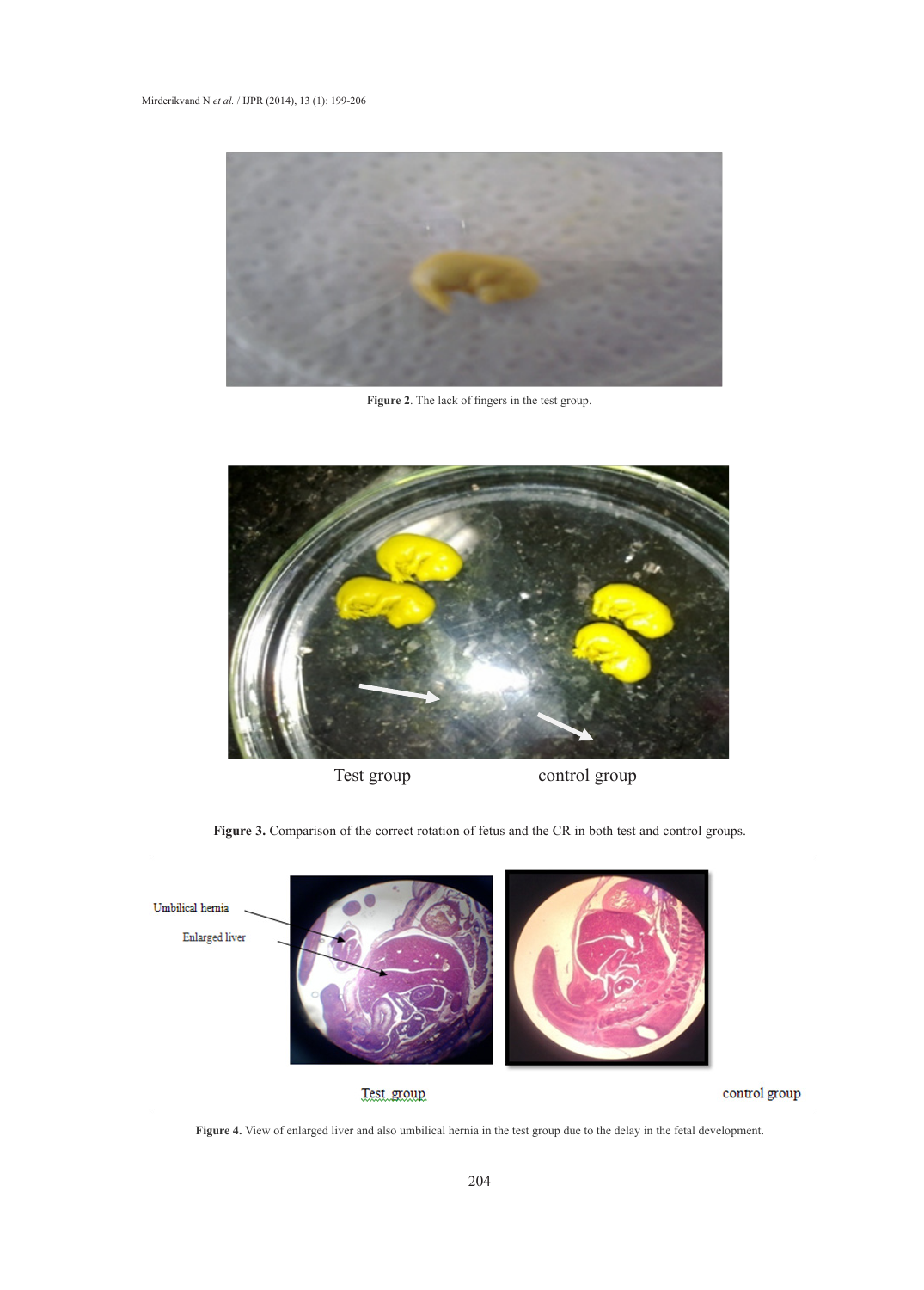Figure 2. The lack of fingers in the test group.

Test group control group

Figure 3. Comparison of the correct rotation of fetus and the CR in both test and control groups.

Umbilical hernia

Enlarged liver

Test group control group

Figure 4. View of enlarged liver and also umbilical hernia in the test group due to the delay in the fetal development.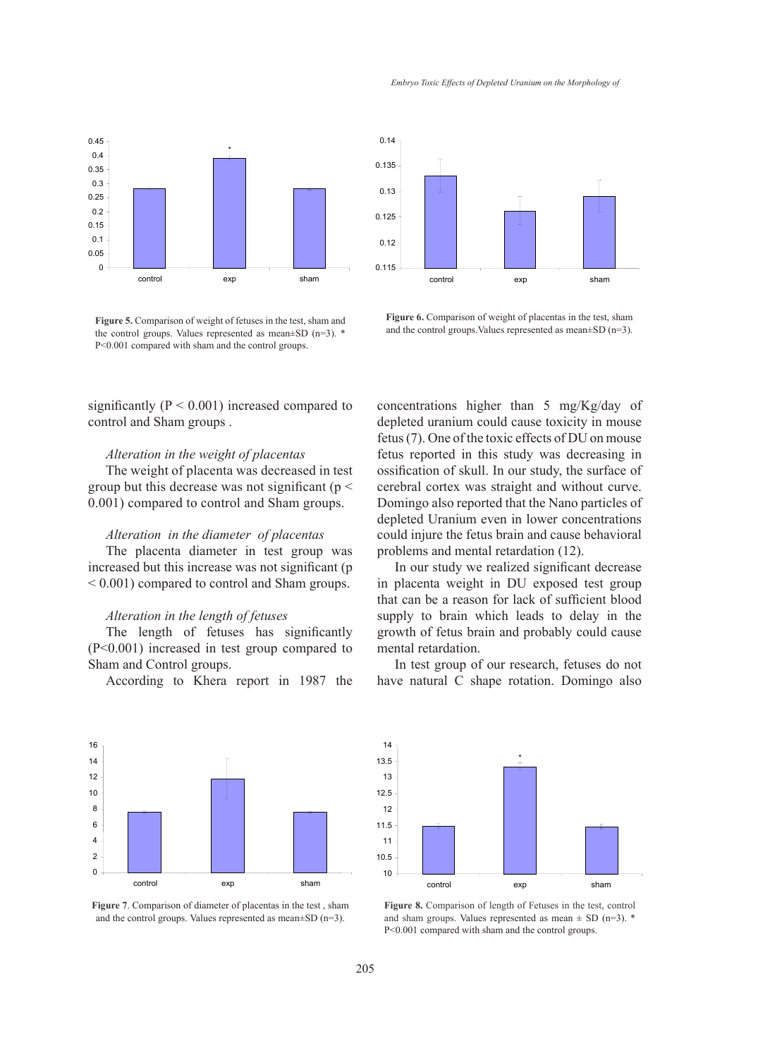Figure 5. Comparison of weight of fetuses in the test, sham and the control groups. Values represented as mean±SD (n=3). * P<0.001 compared with sham and the control groups.

Figure 6. Comparison of weight of placentas in the test, sham and the control groups.Values represented as mean±SD (n=3).

significantly ($P < 0.001$) increased compared to control and Sham groups .

*Alteration in the weight of placentas*

The weight of placenta was decreased in test group but this decrease was not significant ($p < 0.001$) compared to control and Sham groups.

*Alteration in the diameter of placentas*

The placenta diameter in test group was increased but this increase was not significant ($p < 0.001$) compared to control and Sham groups.

*Alteration in the length of fetuses*

The length of fetuses has significantly ($P<0.001$) increased in test group compared to Sham and Control groups.

According to Khera report in 1987 the concentrations higher than 5 mg/Kg/day of depleted uranium could cause toxicity in mouse fetus (7). One of the toxic effects of DU on mouse fetus reported in this study was decreasing in ossification of skull. In our study, the surface of cerebral cortex was straight and without curve. Domingo also reported that the Nano particles of depleted Uranium even in lower concentrations could injure the fetus brain and cause behavioral problems and mental retardation (12).

In our study we realized significant decrease in placenta weight in DU exposed test group that can be a reason for lack of sufficient blood supply to brain which leads to delay in the growth of fetus brain and probably could cause mental retardation.

In test group of our research, fetuses do not have natural C shape rotation. Domingo also

Figure 7. Comparison of diameter of placentas in the test , sham and the control groups. Values represented as mean±SD (n=3).

Figure 8. Comparison of length of Fetuses in the test, control and sham groups. Values represented as mean ± SD (n=3). * P<0.001 compared with sham and the control groups.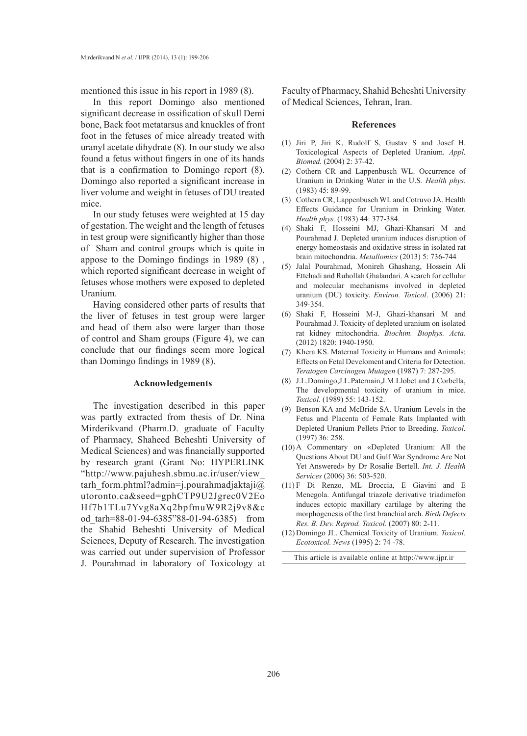mentioned this issue in his report in 1989 (8).

In this report Domingo also mentioned significant decrease in ossification of skull Demi bone, Back foot metatarsus and knuckles of front foot in the fetuses of mice already treated with uranyl acetate dihydrate (8). In our study we also found a fetus without fingers in one of its hands that is a confirmation to Domingo report (8). Domingo also reported a significant increase in liver volume and weight in fetuses of DU treated mice.

In our study fetuses were weighted at 15 day of gestation. The weight and the length of fetuses in test group were significantly higher than those of Sham and control groups which is quite in appose to the Domingo findings in 1989 (8), which reported significant decrease in weight of fetuses whose mothers were exposed to depleted Uranium.

Having considered other parts of results that the liver of fetuses in test group were larger and head of them also were larger than those of control and Sham groups (Figure 4), we can conclude that our findings seem more logical than Domingo findings in 1989 (8).

## Acknowledgements

The investigation described in this paper was partly extracted from thesis of Dr. Nina Mirderikvand (Pharm.D. graduate of Faculty of Pharmacy, Shaheed Beheshti University of Medical Sciences) and was financially supported by research grant (Grant No: HYPERLINK "http://www.pajuhesh.sbmu.ac.ir/user/view_tarh_form.phtml?admin=j.pourahmadjaktaji@utoronto.ca&seed=gphCTP9U2Jgrec0V2EoHf7b1TLu7Yvg8aXq2bpfmuW9R2j9v8&cod_tarh=88-01-94-6385"88-01-94-6385) from the Shahid Beheshti University of Medical Sciences, Deputy of Research. The investigation was carried out under supervision of Professor J. Pourahmad in laboratory of Toxicology at Faculty of Pharmacy, Shahid Beheshti University of Medical Sciences, Tehran, Iran.

## References

(1) Jiri P, Jiri K, Rudolf S, Gustav S and Josef H. Toxicological Aspects of Depleted Uranium. *Appl. Biomed.* (2004) 2: 37-42.

(2) Cothern CR and Lappenbusch WL. Occurrence of Uranium in Drinking Water in the U.S. *Health phys.* (1983) 45: 89-99.

(3) Cothern CR, Lappenbusch WL and Cotruvo JA. Health Effects Guidance for Uranium in Drinking Water. *Health phys.* (1983) 44: 377-384.

(4) Shaki F, Hosseini MJ, Ghazi-Khansari M and Pourahmad J. Depleted uranium induces disruption of energy homeostasis and oxidative stress in isolated rat brain mitochondria. *Metallomics* (2013) 5: 736-744

(5) Jalal Pourahmad, Monireh Ghashang, Hossein Ali Ettehadi and Ruhollah Ghalandari. A search for cellular and molecular mechanisms involved in depleted uranium (DU) toxicity. *Environ. Toxicol*. (2006) 21: 349-354.

(6) Shaki F, Hosseini M-J, Ghazi-khansari M and Pourahmad J. Toxicity of depleted uranium on isolated rat kidney mitochondria. *Biochim. Biophys. Acta*. (2012) 1820: 1940-1950.

(7) Khera KS. Maternal Toxicity in Humans and Animals: Effects on Fetal Develoment and Criteria for Detection. *Teratogen Carcinogen Mutagen* (1987) 7: 287-295.

(8) J.L.Domingo,J.L.Paternain,J.M.Llobet and J.Corbella, The developmental toxicity of uranium in mice. *Toxicol*. (1989) 55: 143-152.

(9) Benson KA and McBride SA. Uranium Levels in the Fetus and Placenta of Female Rats Implanted with Depleted Uranium Pellets Prior to Breeding. *Toxicol.* (1997) 36: 258.

(10) A Commentary on «Depleted Uranium: All the Questions About DU and Gulf War Syndrome Are Not Yet Answered» by Dr Rosalie Bertell. *Int. J. Health Services* (2006) 36: 503-520.

(11) F Di Renzo, ML Broccia, E Giavini and E Menegola. Antifungal triazole derivative triadimefon induces ectopic maxillary cartilage by altering the morphogenesis of the first branchial arch. *Birth Defects Res. B. Dev. Reprod. Toxicol.* (2007) 80: 2-11.

(12) Domingo JL. Chemical Toxicity of Uranium. *Toxicol. Ecotoxicol. News* (1995) 2: 74 -78.

This article is available online at http://www.ijpr.ir